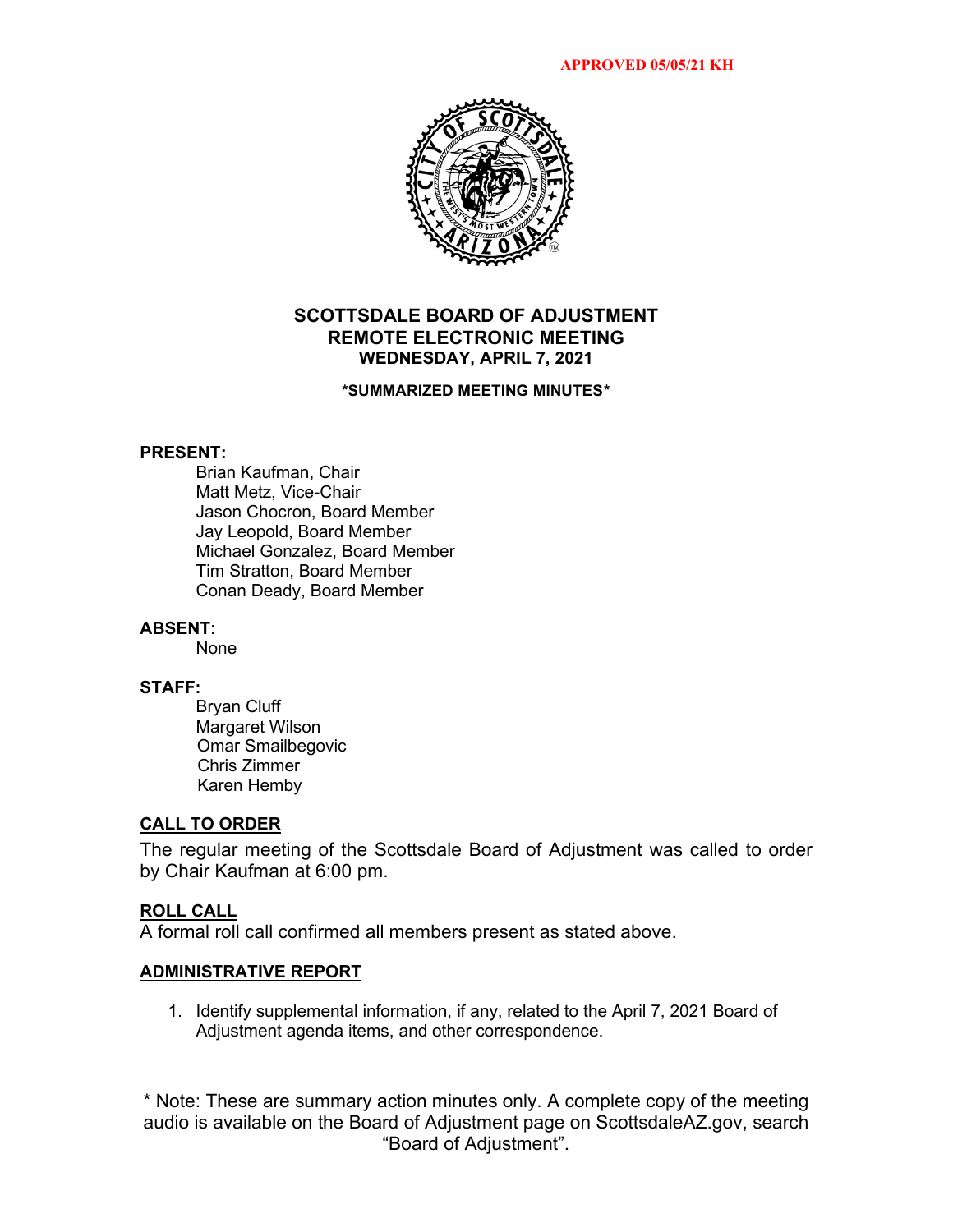**APPROVED 05/05/21 KH**

# SCOTTSDALE BOARD OF ADJUSTMENT
## REMOTE ELECTRONIC MEETING
### WEDNESDAY, APRIL 7, 2021

**\*SUMMARIZED MEETING MINUTES\***

**PRESENT:**

Brian Kaufman, Chair
Matt Metz, Vice-Chair
Jason Chocron, Board Member
Jay Leopold, Board Member
Michael Gonzalez, Board Member
Tim Stratton, Board Member
Conan Deady, Board Member

**ABSENT:**

None

**STAFF:**

Bryan Cluff
Margaret Wilson
Omar Smailbegovic
Chris Zimmer
Karen Hemby

**CALL TO ORDER**

The regular meeting of the Scottsdale Board of Adjustment was called to order by Chair Kaufman at 6:00 pm.

**ROLL CALL**

A formal roll call confirmed all members present as stated above.

**ADMINISTRATIVE REPORT**

1. Identify supplemental information, if any, related to the April 7, 2021 Board of Adjustment agenda items, and other correspondence.

\* Note: These are summary action minutes only. A complete copy of the meeting audio is available on the Board of Adjustment page on ScottsdaleAZ.gov, search "Board of Adjustment".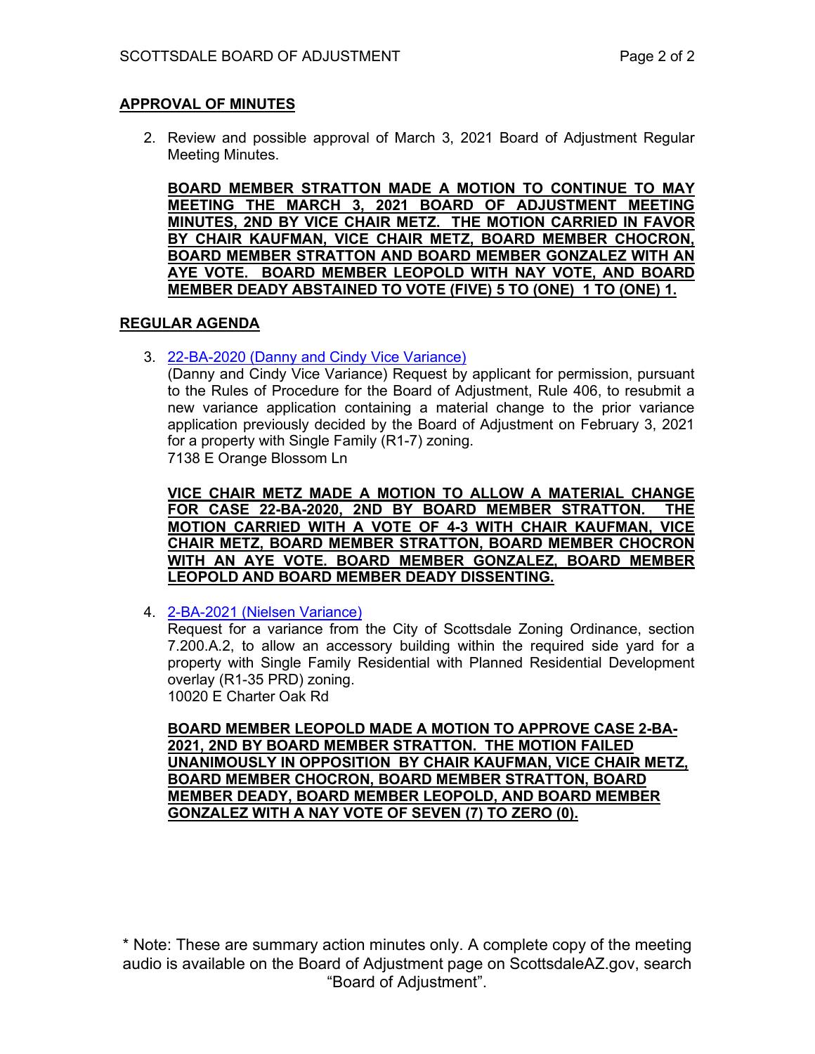## APPROVAL OF MINUTES

2. Review and possible approval of March 3, 2021 Board of Adjustment Regular Meeting Minutes.

   **BOARD MEMBER STRATTON MADE A MOTION TO CONTINUE TO MAY MEETING THE MARCH 3, 2021 BOARD OF ADJUSTMENT MEETING MINUTES, 2ND BY VICE CHAIR METZ. THE MOTION CARRIED IN FAVOR BY CHAIR KAUFMAN, VICE CHAIR METZ, BOARD MEMBER CHOCRON, BOARD MEMBER STRATTON AND BOARD MEMBER GONZALEZ WITH AN AYE VOTE. BOARD MEMBER LEOPOLD WITH NAY VOTE, AND BOARD MEMBER DEADY ABSTAINED TO VOTE (FIVE) 5 TO (ONE) 1 TO (ONE) 1.**

## REGULAR AGENDA

3. 22-BA-2020 (Danny and Cindy Vice Variance)
   (Danny and Cindy Vice Variance) Request by applicant for permission, pursuant to the Rules of Procedure for the Board of Adjustment, Rule 406, to resubmit a new variance application containing a material change to the prior variance application previously decided by the Board of Adjustment on February 3, 2021 for a property with Single Family (R1-7) zoning.
   7138 E Orange Blossom Ln

   **VICE CHAIR METZ MADE A MOTION TO ALLOW A MATERIAL CHANGE FOR CASE 22-BA-2020, 2ND BY BOARD MEMBER STRATTON. THE MOTION CARRIED WITH A VOTE OF 4-3 WITH CHAIR KAUFMAN, VICE CHAIR METZ, BOARD MEMBER STRATTON, BOARD MEMBER CHOCRON WITH AN AYE VOTE. BOARD MEMBER GONZALEZ, BOARD MEMBER LEOPOLD AND BOARD MEMBER DEADY DISSENTING.**

4. 2-BA-2021 (Nielsen Variance)
   Request for a variance from the City of Scottsdale Zoning Ordinance, section 7.200.A.2, to allow an accessory building within the required side yard for a property with Single Family Residential with Planned Residential Development overlay (R1-35 PRD) zoning.
   10020 E Charter Oak Rd

   **BOARD MEMBER LEOPOLD MADE A MOTION TO APPROVE CASE 2-BA-2021, 2ND BY BOARD MEMBER STRATTON. THE MOTION FAILED UNANIMOUSLY IN OPPOSITION BY CHAIR KAUFMAN, VICE CHAIR METZ, BOARD MEMBER CHOCRON, BOARD MEMBER STRATTON, BOARD MEMBER DEADY, BOARD MEMBER LEOPOLD, AND BOARD MEMBER GONZALEZ WITH A NAY VOTE OF SEVEN (7) TO ZERO (0).**

\* Note: These are summary action minutes only. A complete copy of the meeting audio is available on the Board of Adjustment page on ScottsdaleAZ.gov, search "Board of Adjustment".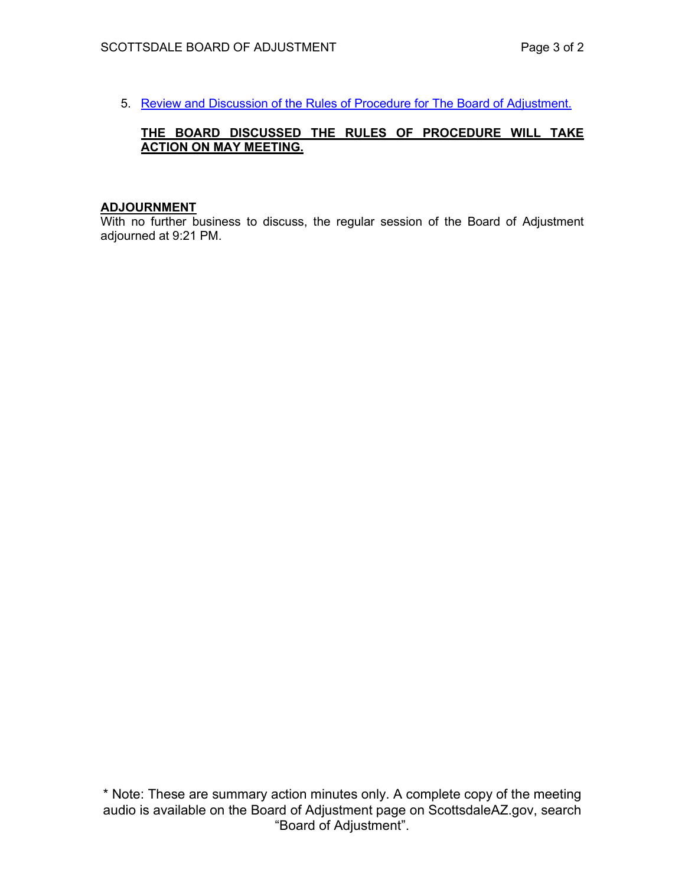5. Review and Discussion of the Rules of Procedure for The Board of Adjustment.

**THE BOARD DISCUSSED THE RULES OF PROCEDURE WILL TAKE ACTION ON MAY MEETING.**

**ADJOURNMENT**

With no further business to discuss, the regular session of the Board of Adjustment adjourned at 9:21 PM.

* Note: These are summary action minutes only. A complete copy of the meeting audio is available on the Board of Adjustment page on ScottsdaleAZ.gov, search "Board of Adjustment".